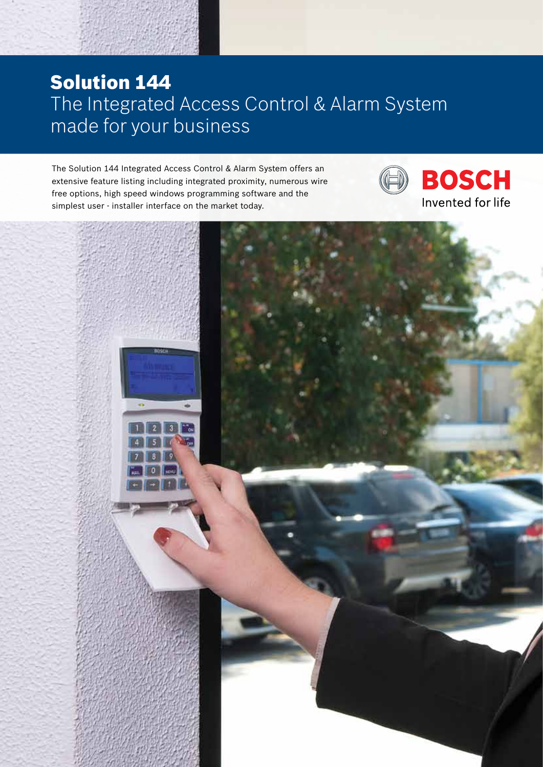# Solution 144

## The Integrated Access Control & Alarm System made for your business

The Solution 144 Integrated Access Control & Alarm System offers an extensive feature listing including integrated proximity, numerous wire free options, high speed windows programming software and the simplest user - installer interface on the market today.

BOSCH

Invented for life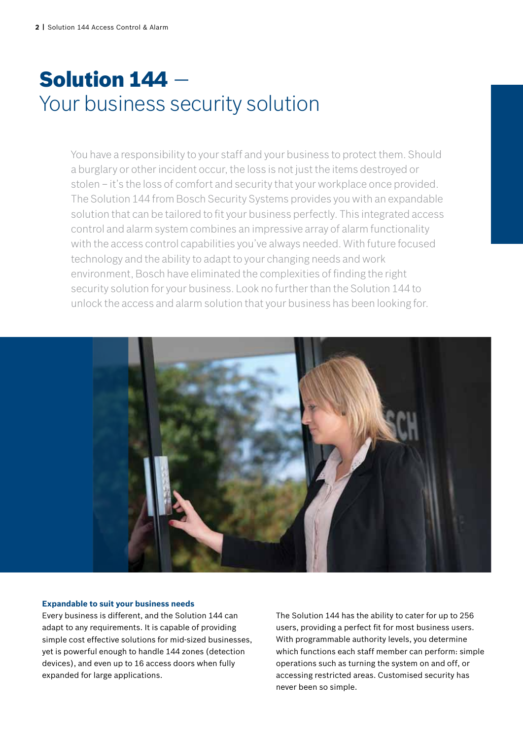# **Solution 144** – Your business security solution

You have a responsibility to your staff and your business to protect them. Should a burglary or other incident occur, the loss is not just the items destroyed or stolen – it's the loss of comfort and security that your workplace once provided. The Solution 144 from Bosch Security Systems provides you with an expandable solution that can be tailored to fit your business perfectly. This integrated access control and alarm system combines an impressive array of alarm functionality with the access control capabilities you've always needed. With future focused technology and the ability to adapt to your changing needs and work environment, Bosch have eliminated the complexities of finding the right security solution for your business. Look no further than the Solution 144 to unlock the access and alarm solution that your business has been looking for.

**Expandable to suit your business needs**

Every business is different, and the Solution 144 can adapt to any requirements. It is capable of providing simple cost effective solutions for mid-sized businesses, yet is powerful enough to handle 144 zones (detection devices), and even up to 16 access doors when fully expanded for large applications.

The Solution 144 has the ability to cater for up to 256 users, providing a perfect fit for most business users. With programmable authority levels, you determine which functions each staff member can perform: simple operations such as turning the system on and off, or accessing restricted areas. Customised security has never been so simple.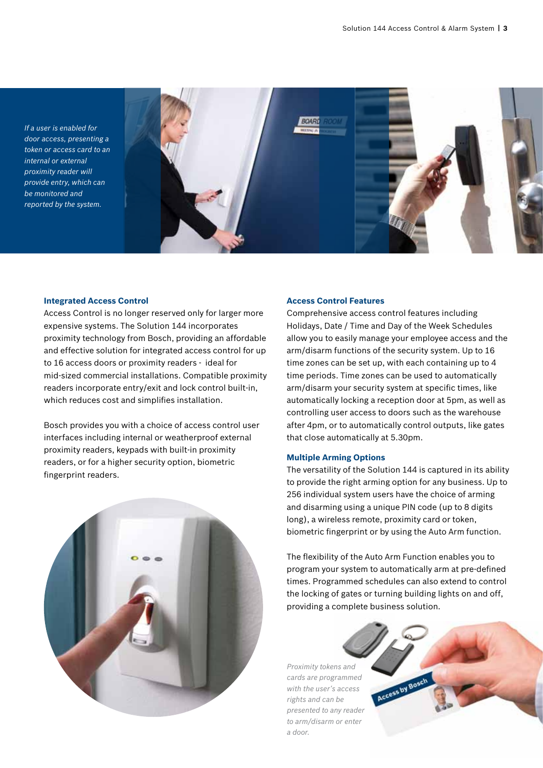*If a user is enabled for door access, presenting a token or access card to an internal or external proximity reader will provide entry, which can be monitored and reported by the system.*

### Integrated Access Control

Access Control is no longer reserved only for larger more expensive systems. The Solution 144 incorporates proximity technology from Bosch, providing an affordable and effective solution for integrated access control for up to 16 access doors or proximity readers - ideal for mid-sized commercial installations. Compatible proximity readers incorporate entry/exit and lock control built-in, which reduces cost and simplifies installation.

Bosch provides you with a choice of access control user interfaces including internal or weatherproof external proximity readers, keypads with built-in proximity readers, or for a higher security option, biometric fingerprint readers.

### Access Control Features

Comprehensive access control features including Holidays, Date / Time and Day of the Week Schedules allow you to easily manage your employee access and the arm/disarm functions of the security system. Up to 16 time zones can be set up, with each containing up to 4 time periods. Time zones can be used to automatically arm/disarm your security system at specific times, like automatically locking a reception door at 5pm, as well as controlling user access to doors such as the warehouse after 4pm, or to automatically control outputs, like gates that close automatically at 5.30pm.

### Multiple Arming Options

The versatility of the Solution 144 is captured in its ability to provide the right arming option for any business. Up to 256 individual system users have the choice of arming and disarming using a unique PIN code (up to 8 digits long), a wireless remote, proximity card or token, biometric fingerprint or by using the Auto Arm function.

The flexibility of the Auto Arm Function enables you to program your system to automatically arm at pre-defined times. Programmed schedules can also extend to control the locking of gates or turning building lights on and off, providing a complete business solution.

*Proximity tokens and cards are programmed with the user's access rights and can be presented to any reader to arm/disarm or enter a door.*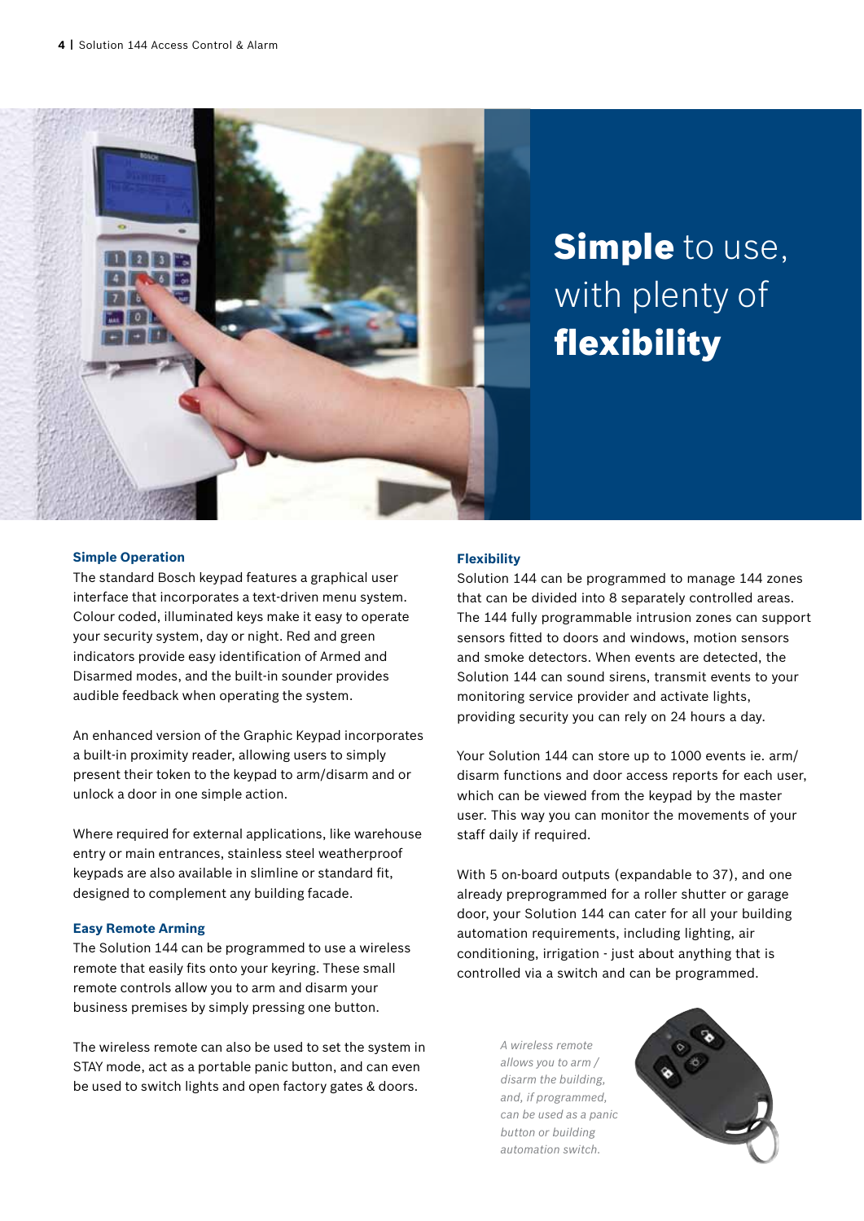# **Simple** to use, with plenty of **flexibility**

### Simple Operation

The standard Bosch keypad features a graphical user interface that incorporates a text-driven menu system. Colour coded, illuminated keys make it easy to operate your security system, day or night. Red and green indicators provide easy identification of Armed and Disarmed modes, and the built-in sounder provides audible feedback when operating the system.

An enhanced version of the Graphic Keypad incorporates a built-in proximity reader, allowing users to simply present their token to the keypad to arm/disarm and or unlock a door in one simple action.

Where required for external applications, like warehouse entry or main entrances, stainless steel weatherproof keypads are also available in slimline or standard fit, designed to complement any building facade.

### Easy Remote Arming

The Solution 144 can be programmed to use a wireless remote that easily fits onto your keyring. These small remote controls allow you to arm and disarm your business premises by simply pressing one button.

The wireless remote can also be used to set the system in STAY mode, act as a portable panic button, and can even be used to switch lights and open factory gates & doors.

### Flexibility

Solution 144 can be programmed to manage 144 zones that can be divided into 8 separately controlled areas. The 144 fully programmable intrusion zones can support sensors fitted to doors and windows, motion sensors and smoke detectors. When events are detected, the Solution 144 can sound sirens, transmit events to your monitoring service provider and activate lights, providing security you can rely on 24 hours a day.

Your Solution 144 can store up to 1000 events ie. arm/disarm functions and door access reports for each user, which can be viewed from the keypad by the master user. This way you can monitor the movements of your staff daily if required.

With 5 on-board outputs (expandable to 37), and one already preprogrammed for a roller shutter or garage door, your Solution 144 can cater for all your building automation requirements, including lighting, air conditioning, irrigation - just about anything that is controlled via a switch and can be programmed.

*A wireless remote allows you to arm / disarm the building, and, if programmed, can be used as a panic button or building automation switch.*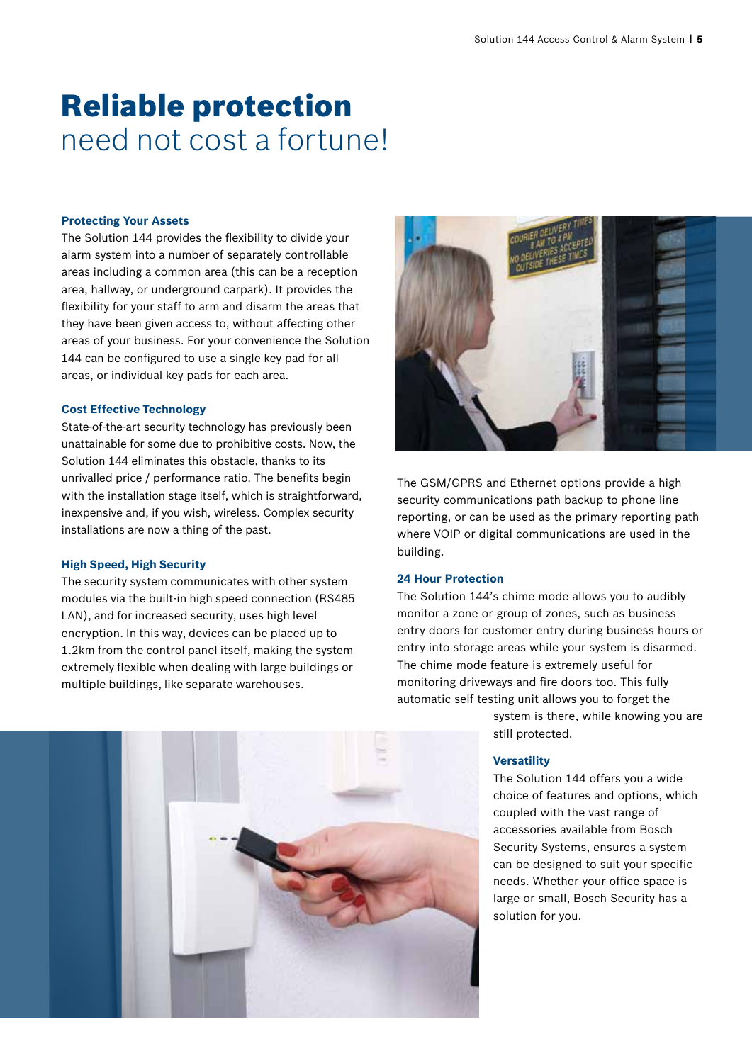# **Reliable protection** need not cost a fortune!

### Protecting Your Assets

The Solution 144 provides the flexibility to divide your alarm system into a number of separately controllable areas including a common area (this can be a reception area, hallway, or underground carpark). It provides the flexibility for your staff to arm and disarm the areas that they have been given access to, without affecting other areas of your business. For your convenience the Solution 144 can be configured to use a single key pad for all areas, or individual key pads for each area.

### Cost Effective Technology

State-of-the-art security technology has previously been unattainable for some due to prohibitive costs. Now, the Solution 144 eliminates this obstacle, thanks to its unrivalled price / performance ratio. The benefits begin with the installation stage itself, which is straightforward, inexpensive and, if you wish, wireless. Complex security installations are now a thing of the past.

### High Speed, High Security

The security system communicates with other system modules via the built-in high speed connection (RS485 LAN), and for increased security, uses high level encryption. In this way, devices can be placed up to 1.2km from the control panel itself, making the system extremely flexible when dealing with large buildings or multiple buildings, like separate warehouses.

The GSM/GPRS and Ethernet options provide a high security communications path backup to phone line reporting, or can be used as the primary reporting path where VOIP or digital communications are used in the building.

### 24 Hour Protection

The Solution 144's chime mode allows you to audibly monitor a zone or group of zones, such as business entry doors for customer entry during business hours or entry into storage areas while your system is disarmed. The chime mode feature is extremely useful for monitoring driveways and fire doors too. This fully automatic self testing unit allows you to forget the system is there, while knowing you are still protected.

### Versatility

The Solution 144 offers you a wide choice of features and options, which coupled with the vast range of accessories available from Bosch Security Systems, ensures a system can be designed to suit your specific needs. Whether your office space is large or small, Bosch Security has a solution for you.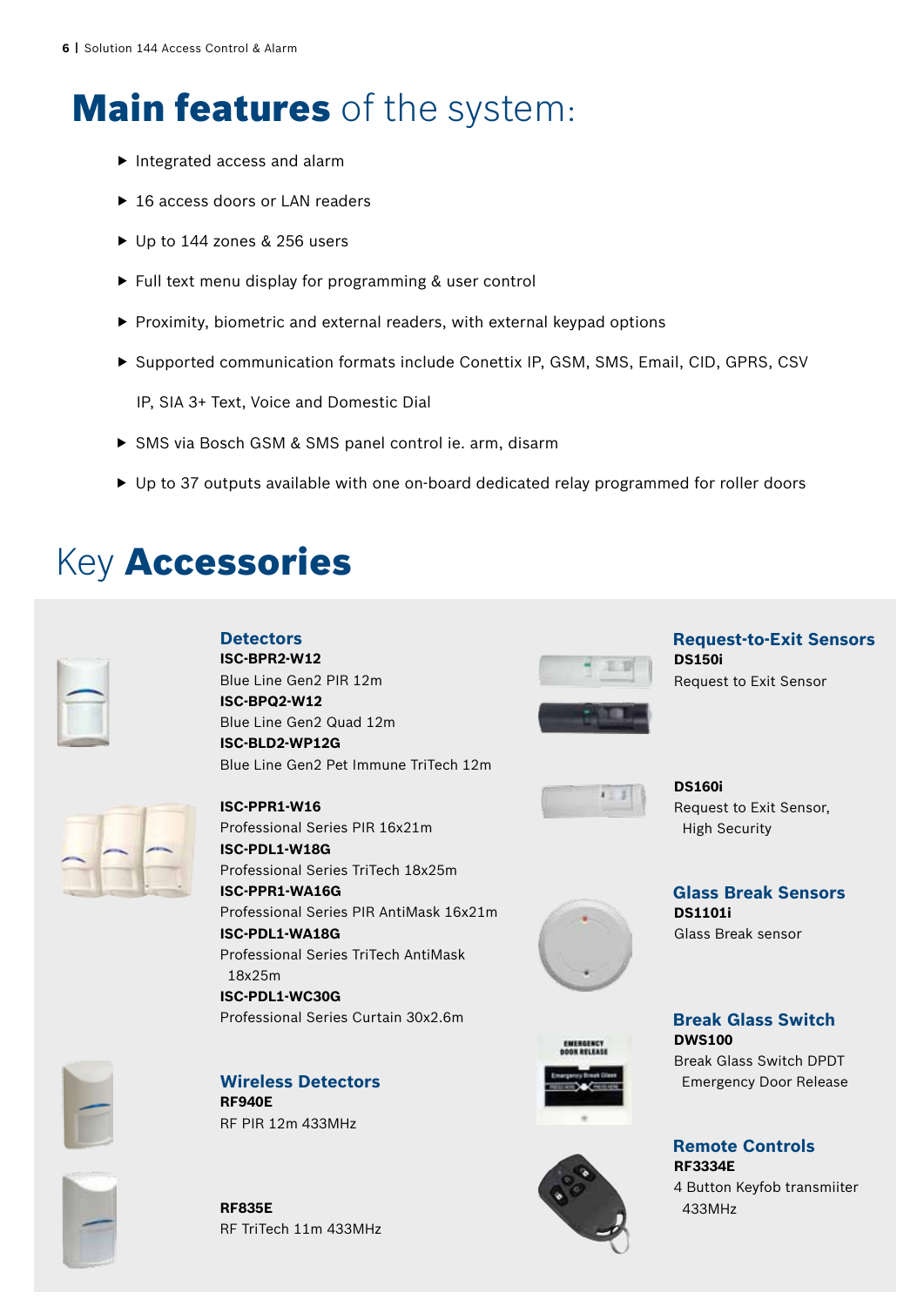# **Main features** of the system:

- Integrated access and alarm
- 16 access doors or LAN readers
- Up to 144 zones & 256 users
- Full text menu display for programming & user control
- Proximity, biometric and external readers, with external keypad options
- Supported communication formats include Conettix IP, GSM, SMS, Email, CID, GPRS, CSV IP, SIA 3+ Text, Voice and Domestic Dial
- SMS via Bosch GSM & SMS panel control ie. arm, disarm
- Up to 37 outputs available with one on-board dedicated relay programmed for roller doors

# Key **Accessories**

### Detectors

**ISC-BPR2-W12**
Blue Line Gen2 PIR 12m
**ISC-BPQ2-W12**
Blue Line Gen2 Quad 12m
**ISC-BLD2-WP12G**
Blue Line Gen2 Pet Immune TriTech 12m

**ISC-PPR1-W16**
Professional Series PIR 16x21m
**ISC-PDL1-W18G**
Professional Series TriTech 18x25m
**ISC-PPR1-WA16G**
Professional Series PIR AntiMask 16x21m
**ISC-PDL1-WA18G**
Professional Series TriTech AntiMask 18x25m
**ISC-PDL1-WC30G**
Professional Series Curtain 30x2.6m

### Wireless Detectors

**RF940E**
RF PIR 12m 433MHz

**RF835E**
RF TriTech 11m 433MHz

### Request-to-Exit Sensors

**DS150i**
Request to Exit Sensor

**DS160i**
Request to Exit Sensor, High Security

### Glass Break Sensors

**DS1101i**
Glass Break sensor

### Break Glass Switch

**DWS100**
Break Glass Switch DPDT Emergency Door Release

### Remote Controls

**RF3334E**
4 Button Keyfob transmiiter 433MHz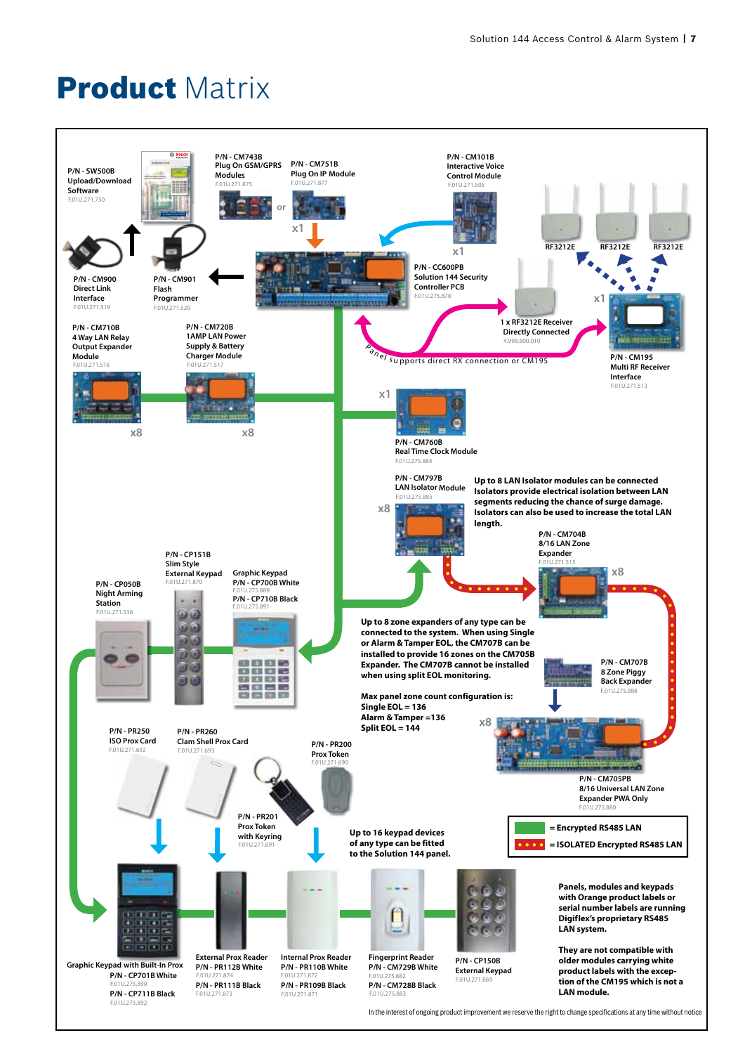# **Product** Matrix

P/N - SW500B
Upload/Download
Software
F.01U.271.750

P/N - CM743B
Plug On GSM/GPRS
Modules
F.01U.271.875

P/N - CM751B
Plug On IP Module
F.01U.271.877

or

x1

P/N - CM101B
Interactive Voice
Control Module
F.01U.271.505

x1

RF3212E RF3212E RF3212E

P/N - CM900
Direct Link
Interface
F.01U.271.519

P/N - CM901
Flash
Programmer
F.01U.271.520

P/N - CC600PB
Solution 144 Security
Controller PCB
F.01U.275.878

x1

1 x RF3212E Receiver
Directly Connected
4.998.800.010

P/N - CM195
Multi RF Receiver
Interface
F.01U.271.513

Panel supports direct RX connection or CM195

P/N - CM710B
4 Way LAN Relay
Output Expander
Module
F.01U.271.516

x8

P/N - CM720B
1AMP LAN Power
Supply & Battery
Charger Module
F.01U.271.517

x8

x1

P/N - CM760B
Real Time Clock Module
F.01U.275.884

P/N - CM797B
LAN Isolator Module
F.01U.275.885

x8

**Up to 8 LAN Isolator modules can be connected**
**Isolators provide electrical isolation between LAN segments reducing the chance of surge damage. Isolators can also be used to increase the total LAN length.**

P/N - CM704B
8/16 LAN Zone
Expander
F.01U.271.515

x8

P/N - CP050B
Night Arming
Station
F.01U.271.536

P/N - CP151B
Slim Style
External Keypad
F.01U.271.870

Graphic Keypad
P/N - CP700B White
F.01U.275.889
P/N - CP710B Black
F.01U.275.891

**Up to 8 zone expanders of any type can be connected to the system. When using Single or Alarm & Tamper EOL, the CM707B can be installed to provide 16 zones on the CM705B Expander. The CM707B cannot be installed when using split EOL monitoring.**

**Max panel zone count configuration is:**
**Single EOL = 136**
**Alarm & Tamper =136**
**Split EOL = 144**

P/N - CM707B
8 Zone Piggy
Back Expander
F.01U.275.888

x8

P/N - CM705PB
8/16 Universal LAN Zone
Expander PWA Only
F.01U.275.880

P/N - PR250
ISO Prox Card
F.01U.271.692

P/N - PR260
Clam Shell Prox Card
F.01U.271.693

P/N - PR200
Prox Token
F.01U.271.690

P/N - PR201
Prox Token
with Keyring
F.01U.271.691

**Up to 16 keypad devices of any type can be fitted to the Solution 144 panel.**

= Encrypted RS485 LAN
= ISOLATED Encrypted RS485 LAN

Graphic Keypad with Built-In Prox
P/N - CP701B White
F.01U.275.890
P/N - CP711B Black
F.01U.275.892

External Prox Reader
P/N - PR112B White
F.01U.271.874
P/N - PR111B Black
F.01U.271.873

Internal Prox Reader
P/N - PR110B White
F.01U.271.872
P/N - PR109B Black
F.01U.271.871

Fingerprint Reader
P/N - CM729B White
F.01U.275.882
P/N - CM728B Black
F.01U.275.883

P/N - CP150B
External Keypad
F.01U.271.869

**Panels, modules and keypads with Orange product labels or serial number labels are running Digiflex's proprietary RS485 LAN system.**

**They are not compatible with older modules carrying white product labels with the exception of the CM195 which is not a LAN module.**

In the interest of ongoing product improvement we reserve the right to change specifications at any time without notice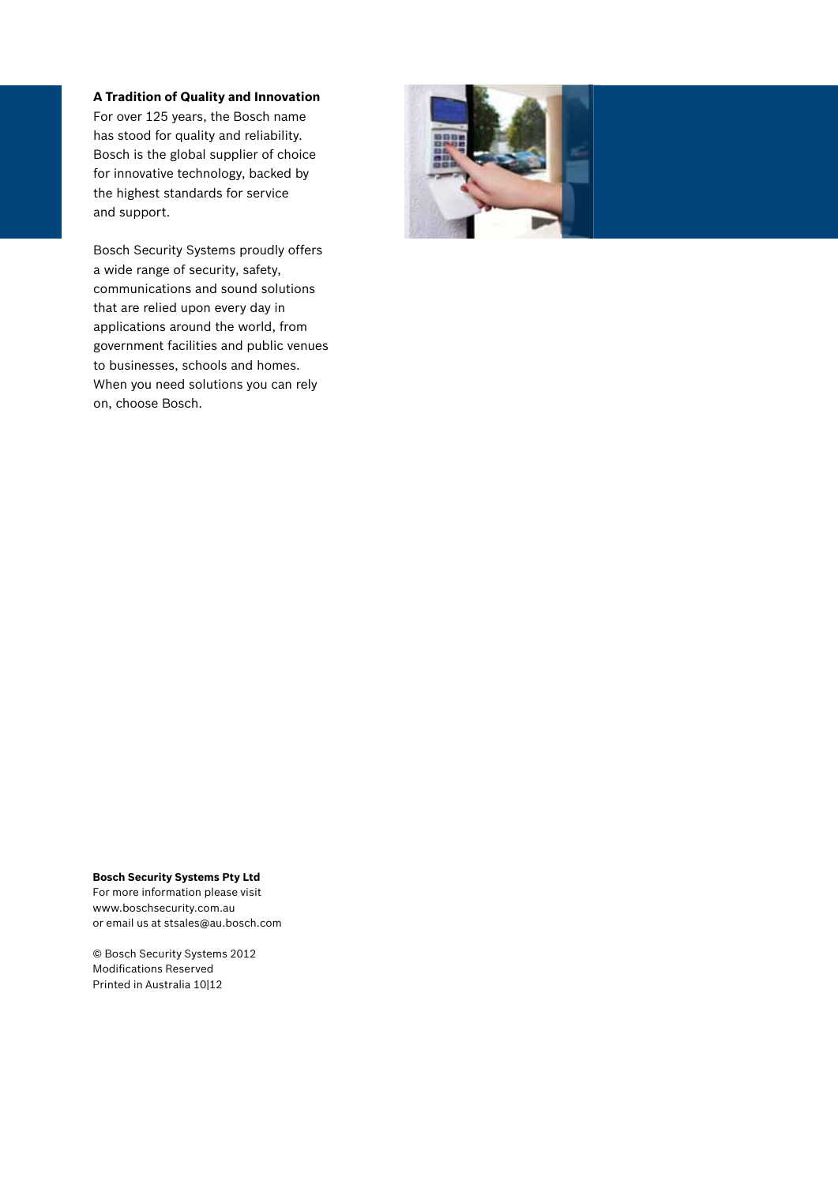**A Tradition of Quality and Innovation**

For over 125 years, the Bosch name has stood for quality and reliability. Bosch is the global supplier of choice for innovative technology, backed by the highest standards for service and support.

Bosch Security Systems proudly offers a wide range of security, safety, communications and sound solutions that are relied upon every day in applications around the world, from government facilities and public venues to businesses, schools and homes. When you need solutions you can rely on, choose Bosch.

**Bosch Security Systems Pty Ltd**
For more information please visit
www.boschsecurity.com.au
or email us at stsales@au.bosch.com

© Bosch Security Systems 2012
Modifications Reserved
Printed in Australia 10|12